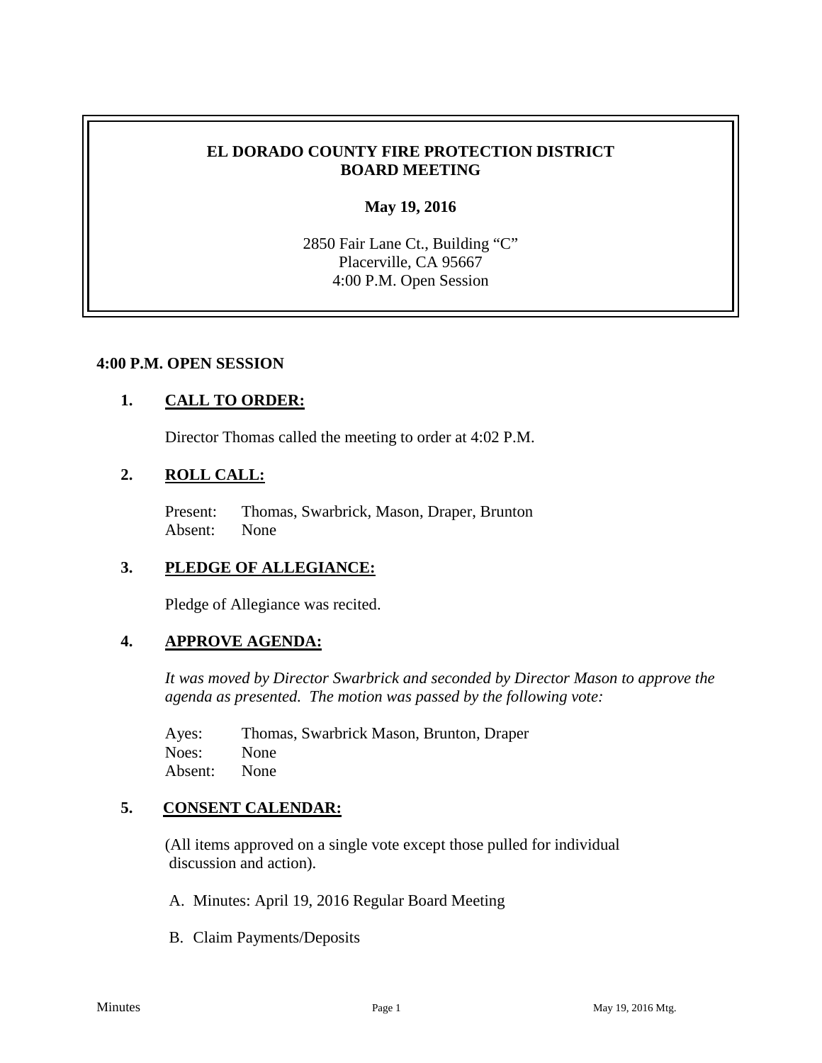# EL DORADO COUNTY FIRE PROTECTION DISTRICT
# BOARD MEETING

**May 19, 2016**

2850 Fair Lane Ct., Building "C"
Placerville, CA 95667
4:00 P.M. Open Session

**4:00 P.M. OPEN SESSION**

## 1. CALL TO ORDER:

Director Thomas called the meeting to order at 4:02 P.M.

## 2. ROLL CALL:

Present: Thomas, Swarbrick, Mason, Draper, Brunton
Absent: None

## 3. PLEDGE OF ALLEGIANCE:

Pledge of Allegiance was recited.

## 4. APPROVE AGENDA:

*It was moved by Director Swarbrick and seconded by Director Mason to approve the agenda as presented. The motion was passed by the following vote:*

Ayes: Thomas, Swarbrick Mason, Brunton, Draper
Noes: None
Absent: None

## 5. CONSENT CALENDAR:

(All items approved on a single vote except those pulled for individual discussion and action).

A. Minutes: April 19, 2016 Regular Board Meeting

B. Claim Payments/Deposits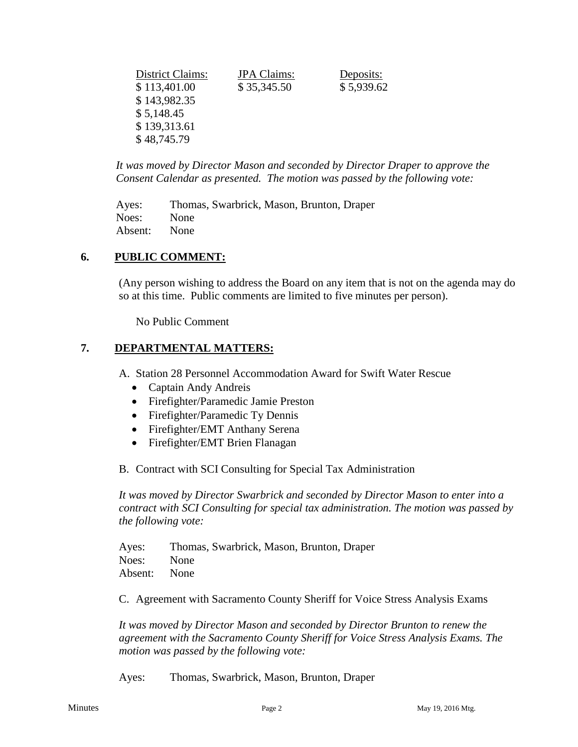| District Claims: | JPA Claims: | Deposits: |
| --- | --- | --- |
| $ 113,401.00 | $ 35,345.50 | $ 5,939.62 |
| $ 143,982.35 | | |
| $ 5,148.45 | | |
| $ 139,313.61 | | |
| $ 48,745.79 | | |

*It was moved by Director Mason and seconded by Director Draper to approve the Consent Calendar as presented. The motion was passed by the following vote:*

Ayes: Thomas, Swarbrick, Mason, Brunton, Draper
Noes: None
Absent: None

## 6. PUBLIC COMMENT:

(Any person wishing to address the Board on any item that is not on the agenda may do so at this time. Public comments are limited to five minutes per person).

No Public Comment

## 7. DEPARTMENTAL MATTERS:

A. Station 28 Personnel Accommodation Award for Swift Water Rescue

- Captain Andy Andreis
- Firefighter/Paramedic Jamie Preston
- Firefighter/Paramedic Ty Dennis
- Firefighter/EMT Anthany Serena
- Firefighter/EMT Brien Flanagan

B. Contract with SCI Consulting for Special Tax Administration

*It was moved by Director Swarbrick and seconded by Director Mason to enter into a contract with SCI Consulting for special tax administration. The motion was passed by the following vote:*

Ayes: Thomas, Swarbrick, Mason, Brunton, Draper
Noes: None
Absent: None

C. Agreement with Sacramento County Sheriff for Voice Stress Analysis Exams

*It was moved by Director Mason and seconded by Director Brunton to renew the agreement with the Sacramento County Sheriff for Voice Stress Analysis Exams. The motion was passed by the following vote:*

Ayes: Thomas, Swarbrick, Mason, Brunton, Draper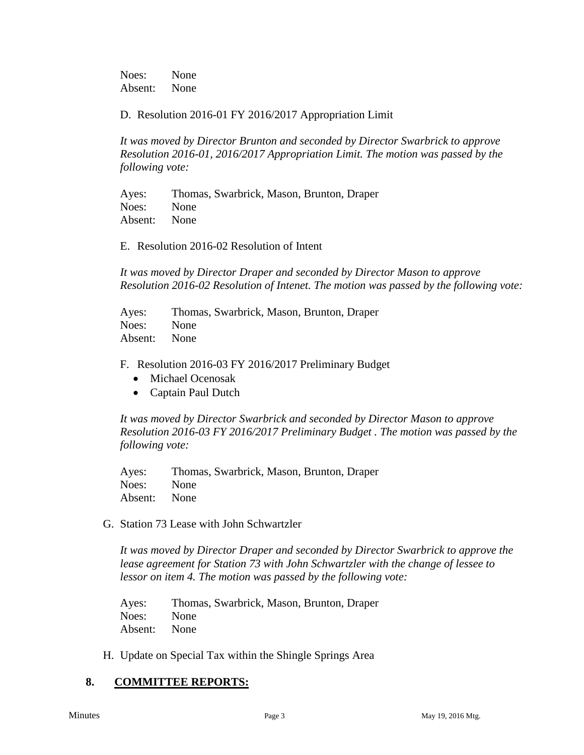Noes: None
Absent: None

D. Resolution 2016-01 FY 2016/2017 Appropriation Limit

*It was moved by Director Brunton and seconded by Director Swarbrick to approve Resolution 2016-01, 2016/2017 Appropriation Limit. The motion was passed by the following vote:*

Ayes: Thomas, Swarbrick, Mason, Brunton, Draper
Noes: None
Absent: None

E. Resolution 2016-02 Resolution of Intent

*It was moved by Director Draper and seconded by Director Mason to approve Resolution 2016-02 Resolution of Intenet. The motion was passed by the following vote:*

Ayes: Thomas, Swarbrick, Mason, Brunton, Draper
Noes: None
Absent: None

F. Resolution 2016-03 FY 2016/2017 Preliminary Budget
- Michael Ocenosak
- Captain Paul Dutch

*It was moved by Director Swarbrick and seconded by Director Mason to approve Resolution 2016-03 FY 2016/2017 Preliminary Budget . The motion was passed by the following vote:*

Ayes: Thomas, Swarbrick, Mason, Brunton, Draper
Noes: None
Absent: None

G. Station 73 Lease with John Schwartzler

*It was moved by Director Draper and seconded by Director Swarbrick to approve the lease agreement for Station 73 with John Schwartzler with the change of lessee to lessor on item 4. The motion was passed by the following vote:*

Ayes: Thomas, Swarbrick, Mason, Brunton, Draper
Noes: None
Absent: None

H. Update on Special Tax within the Shingle Springs Area

## 8. COMMITTEE REPORTS: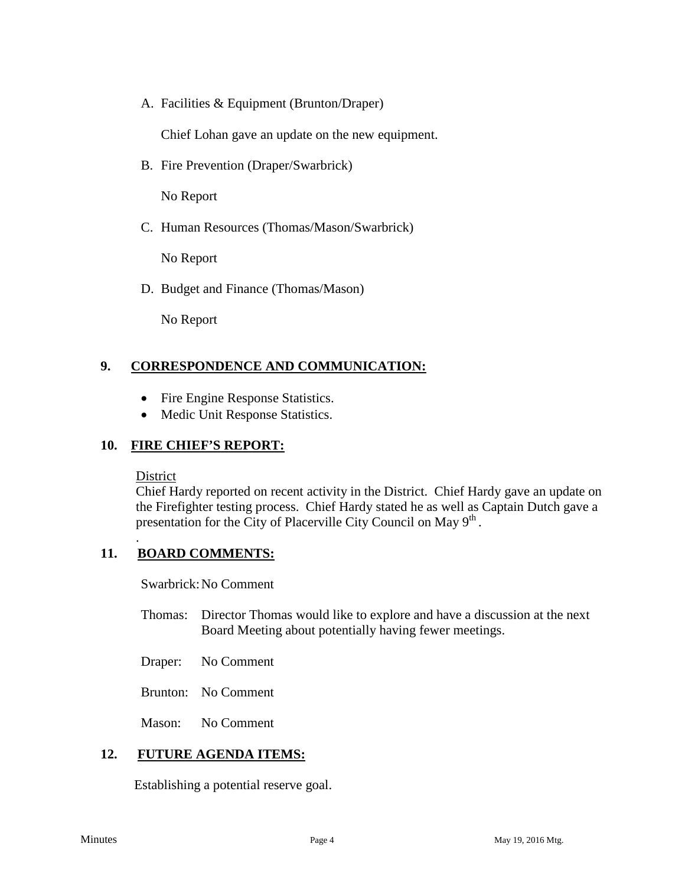A. Facilities & Equipment (Brunton/Draper)

Chief Lohan gave an update on the new equipment.

B. Fire Prevention (Draper/Swarbrick)

No Report

C. Human Resources (Thomas/Mason/Swarbrick)

No Report

D. Budget and Finance (Thomas/Mason)

No Report

## 9. CORRESPONDENCE AND COMMUNICATION:

- Fire Engine Response Statistics.
- Medic Unit Response Statistics.

## 10. FIRE CHIEF'S REPORT:

District

Chief Hardy reported on recent activity in the District. Chief Hardy gave an update on the Firefighter testing process. Chief Hardy stated he as well as Captain Dutch gave a presentation for the City of Placerville City Council on May 9th.

.

## 11. BOARD COMMENTS:

Swarbrick: No Comment

Thomas: Director Thomas would like to explore and have a discussion at the next Board Meeting about potentially having fewer meetings.

Draper: No Comment

Brunton: No Comment

Mason: No Comment

## 12. FUTURE AGENDA ITEMS:

Establishing a potential reserve goal.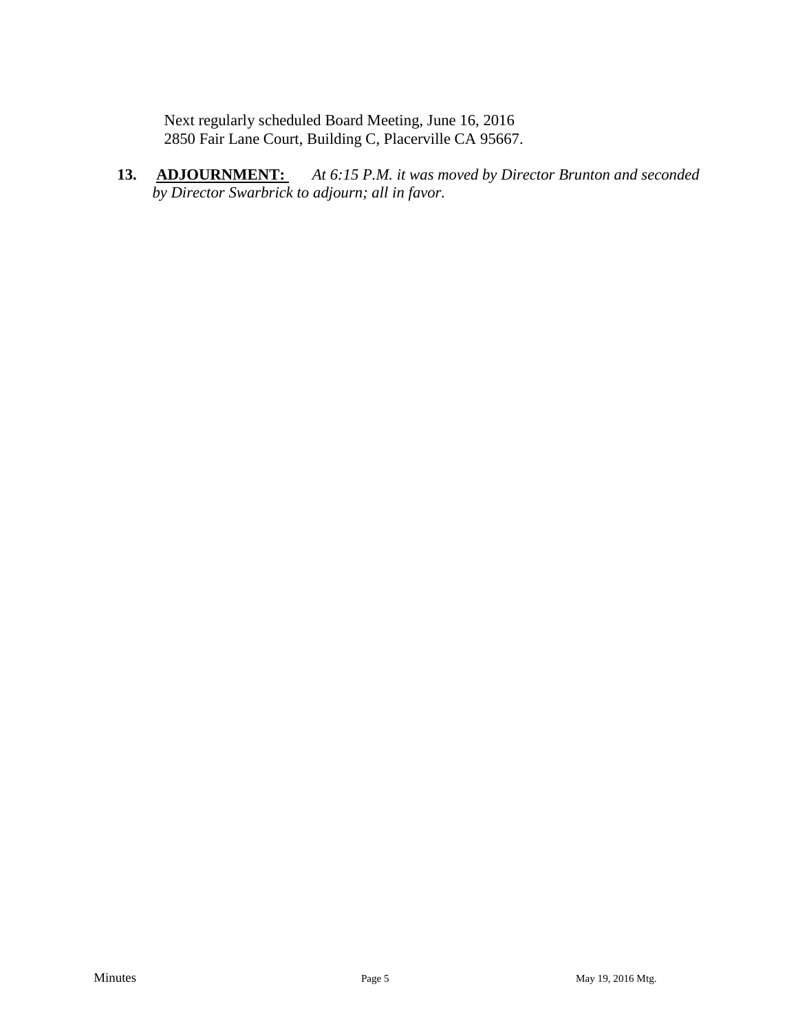Next regularly scheduled Board Meeting, June 16, 2016
2850 Fair Lane Court, Building C, Placerville CA 95667.

**13.** **ADJOURNMENT:** *At 6:15 P.M. it was moved by Director Brunton and seconded by Director Swarbrick to adjourn; all in favor.*